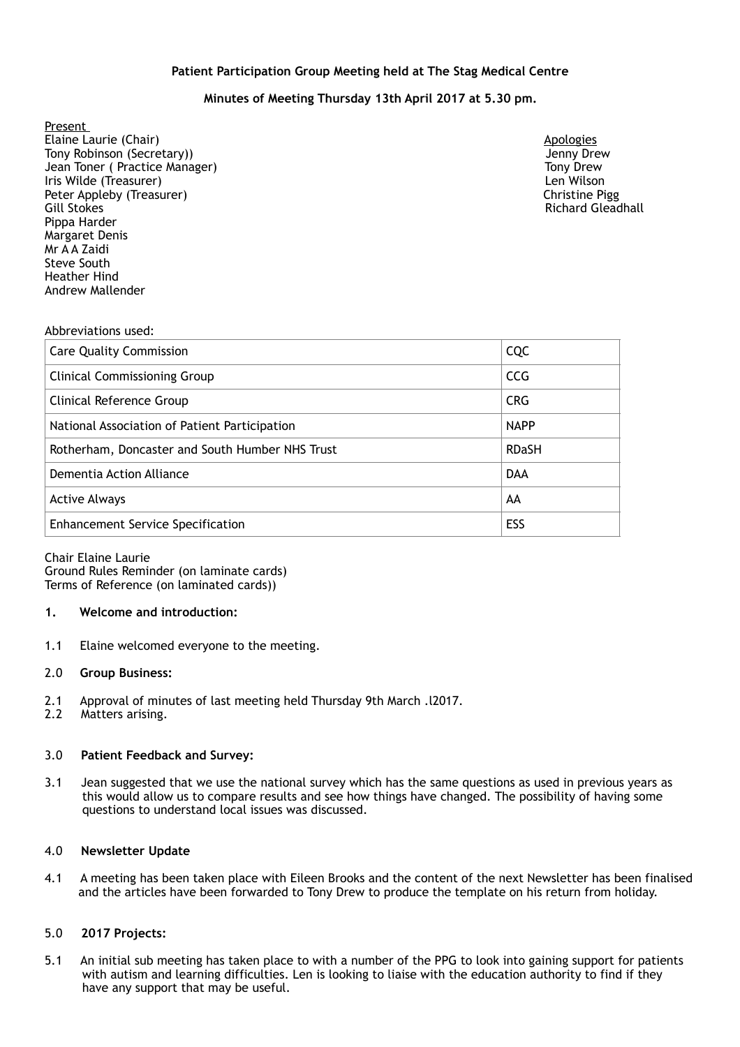**Patient Participation Group Meeting held at The Stag Medical Centre**

**Minutes of Meeting Thursday 13th April 2017 at 5.30 pm.**

Present
Elaine Laurie (Chair)
Tony Robinson (Secretary))
Jean Toner ( Practice Manager)
Iris Wilde (Treasurer)
Peter Appleby (Treasurer)
Gill Stokes
Pippa Harder
Margaret Denis
Mr A A Zaidi
Steve South
Heather Hind
Andrew Mallender

Apologies
Jenny Drew
Tony Drew
Len Wilson
Christine Pigg
Richard Gleadhall

Abbreviations used:

| | |
|---|---|
| Care Quality Commission | CQC |
| Clinical Commissioning Group | CCG |
| Clinical Reference Group | CRG |
| National Association of Patient Participation | NAPP |
| Rotherham, Doncaster and South Humber NHS Trust | RDaSH |
| Dementia Action Alliance | DAA |
| Active Always | AA |
| Enhancement Service Specification | ESS |

Chair Elaine Laurie
Ground Rules Reminder (on laminate cards)
Terms of Reference (on laminated cards))

**1. Welcome and introduction:**

1.1 Elaine welcomed everyone to the meeting.

2.0 **Group Business:**

2.1 Approval of minutes of last meeting held Thursday 9th March .l2017.
2.2 Matters arising.

3.0 **Patient Feedback and Survey:**

3.1 Jean suggested that we use the national survey which has the same questions as used in previous years as this would allow us to compare results and see how things have changed. The possibility of having some questions to understand local issues was discussed.

4.0 **Newsletter Update**

4.1 A meeting has been taken place with Eileen Brooks and the content of the next Newsletter has been finalised and the articles have been forwarded to Tony Drew to produce the template on his return from holiday.

5.0 **2017 Projects:**

5.1 An initial sub meeting has taken place to with a number of the PPG to look into gaining support for patients with autism and learning difficulties. Len is looking to liaise with the education authority to find if they have any support that may be useful.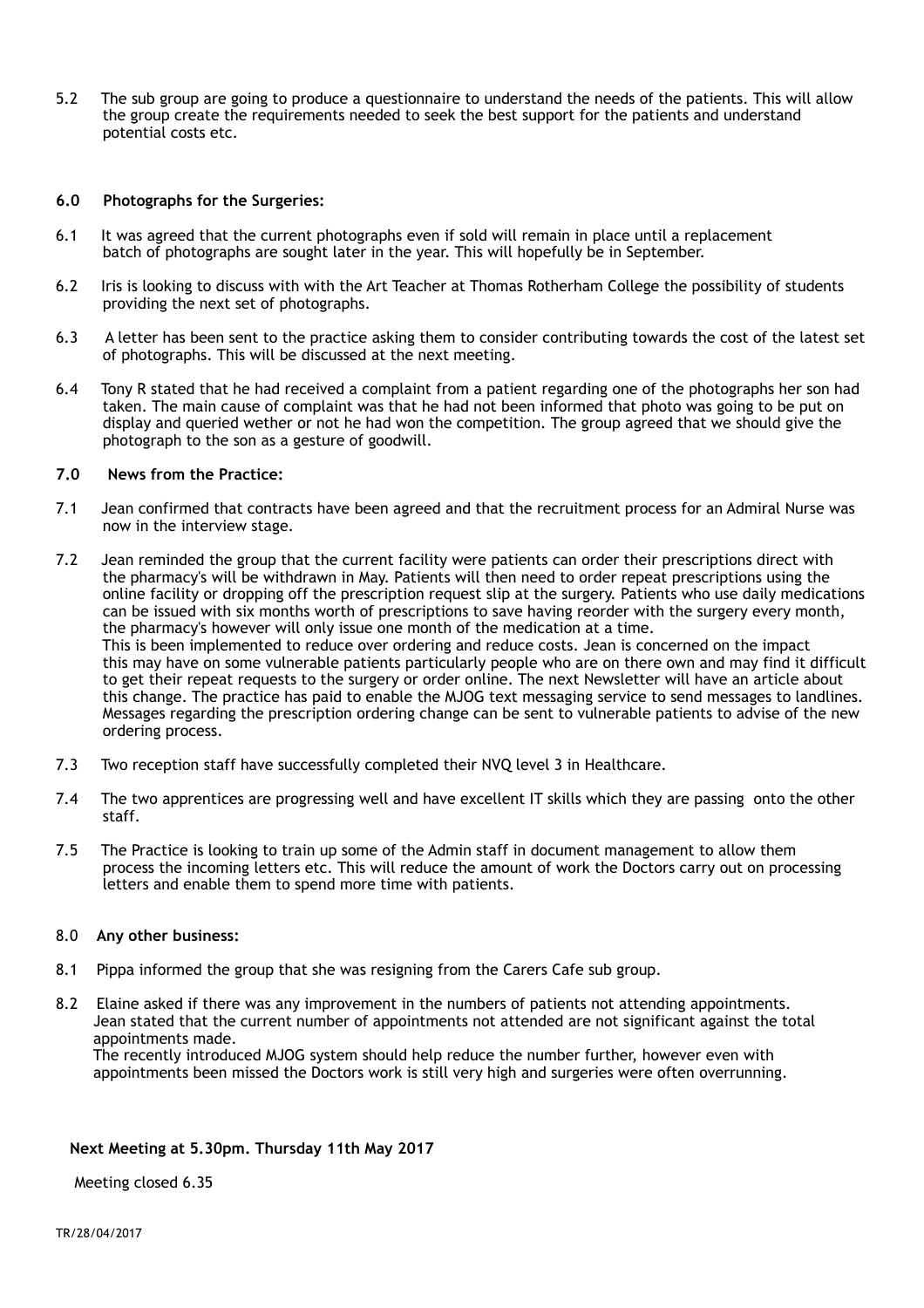5.2 The sub group are going to produce a questionnaire to understand the needs of the patients. This will allow the group create the requirements needed to seek the best support for the patients and understand potential costs etc.

**6.0 Photographs for the Surgeries:**

6.1 It was agreed that the current photographs even if sold will remain in place until a replacement batch of photographs are sought later in the year. This will hopefully be in September.

6.2 Iris is looking to discuss with with the Art Teacher at Thomas Rotherham College the possibility of students providing the next set of photographs.

6.3 A letter has been sent to the practice asking them to consider contributing towards the cost of the latest set of photographs. This will be discussed at the next meeting.

6.4 Tony R stated that he had received a complaint from a patient regarding one of the photographs her son had taken. The main cause of complaint was that he had not been informed that photo was going to be put on display and queried wether or not he had won the competition. The group agreed that we should give the photograph to the son as a gesture of goodwill.

**7.0 News from the Practice:**

7.1 Jean confirmed that contracts have been agreed and that the recruitment process for an Admiral Nurse was now in the interview stage.

7.2 Jean reminded the group that the current facility were patients can order their prescriptions direct with the pharmacy's will be withdrawn in May. Patients will then need to order repeat prescriptions using the online facility or dropping off the prescription request slip at the surgery. Patients who use daily medications can be issued with six months worth of prescriptions to save having reorder with the surgery every month, the pharmacy's however will only issue one month of the medication at a time.
This is been implemented to reduce over ordering and reduce costs. Jean is concerned on the impact this may have on some vulnerable patients particularly people who are on there own and may find it difficult to get their repeat requests to the surgery or order online. The next Newsletter will have an article about this change. The practice has paid to enable the MJOG text messaging service to send messages to landlines. Messages regarding the prescription ordering change can be sent to vulnerable patients to advise of the new ordering process.

7.3 Two reception staff have successfully completed their NVQ level 3 in Healthcare.

7.4 The two apprentices are progressing well and have excellent IT skills which they are passing onto the other staff.

7.5 The Practice is looking to train up some of the Admin staff in document management to allow them process the incoming letters etc. This will reduce the amount of work the Doctors carry out on processing letters and enable them to spend more time with patients.

8.0 **Any other business:**

8.1 Pippa informed the group that she was resigning from the Carers Cafe sub group.

8.2 Elaine asked if there was any improvement in the numbers of patients not attending appointments. Jean stated that the current number of appointments not attended are not significant against the total appointments made.
The recently introduced MJOG system should help reduce the number further, however even with appointments been missed the Doctors work is still very high and surgeries were often overrunning.

**Next Meeting at 5.30pm. Thursday 11th May 2017**

Meeting closed 6.35

TR/28/04/2017